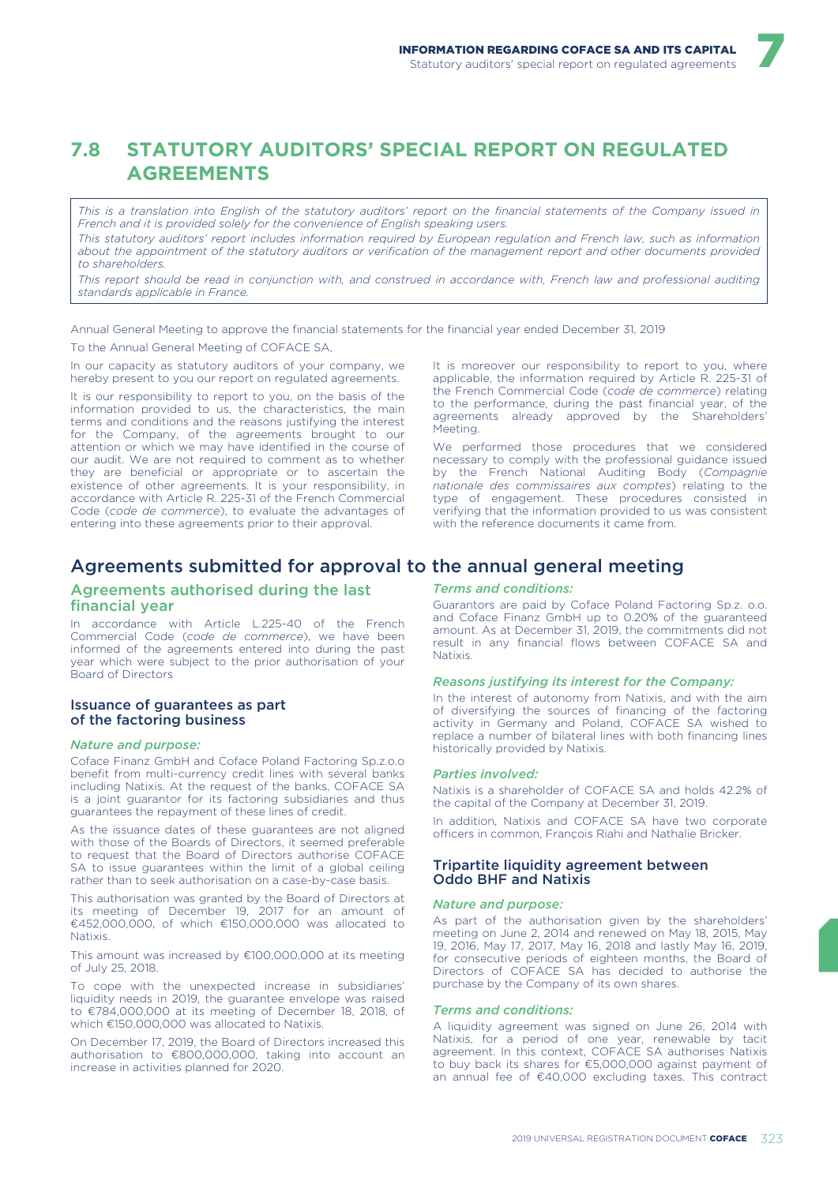## 7.8 STATUTORY AUDITORS' SPECIAL REPORT ON REGULATED AGREEMENTS

*This is a translation into English of the statutory auditors' report on the financial statements of the Company issued in French and it is provided solely for the convenience of English speaking users.*

*This statutory auditors' report includes information required by European regulation and French law, such as information about the appointment of the statutory auditors or verification of the management report and other documents provided to shareholders.*

*This report should be read in conjunction with, and construed in accordance with, French law and professional auditing standards applicable in France.*

Annual General Meeting to approve the financial statements for the financial year ended December 31, 2019

To the Annual General Meeting of COFACE SA,

In our capacity as statutory auditors of your company, we hereby present to you our report on regulated agreements.

It is our responsibility to report to you, on the basis of the information provided to us, the characteristics, the main terms and conditions and the reasons justifying the interest for the Company, of the agreements brought to our attention or which we may have identified in the course of our audit. We are not required to comment as to whether they are beneficial or appropriate or to ascertain the existence of other agreements. It is your responsibility, in accordance with Article R. 225-31 of the French Commercial Code (*code de commerce*), to evaluate the advantages of entering into these agreements prior to their approval.

It is moreover our responsibility to report to you, where applicable, the information required by Article R. 225-31 of the French Commercial Code (*code de commerce*) relating to the performance, during the past financial year, of the agreements already approved by the Shareholders' Meeting.

We performed those procedures that we considered necessary to comply with the professional guidance issued by the French National Auditing Body (*Compagnie nationale des commissaires aux comptes*) relating to the type of engagement. These procedures consisted in verifying that the information provided to us was consistent with the reference documents it came from.

## Agreements submitted for approval to the annual general meeting

### Agreements authorised during the last financial year

In accordance with Article L.225-40 of the French Commercial Code (*code de commerce*), we have been informed of the agreements entered into during the past year which were subject to the prior authorisation of your Board of Directors

#### Issuance of guarantees as part of the factoring business

*Nature and purpose:*

Coface Finanz GmbH and Coface Poland Factoring Sp.z.o.o benefit from multi-currency credit lines with several banks including Natixis. At the request of the banks, COFACE SA is a joint guarantor for its factoring subsidiaries and thus guarantees the repayment of these lines of credit.

As the issuance dates of these guarantees are not aligned with those of the Boards of Directors, it seemed preferable to request that the Board of Directors authorise COFACE SA to issue guarantees within the limit of a global ceiling rather than to seek authorisation on a case-by-case basis.

This authorisation was granted by the Board of Directors at its meeting of December 19, 2017 for an amount of €452,000,000, of which €150,000,000 was allocated to Natixis.

This amount was increased by €100,000,000 at its meeting of July 25, 2018.

To cope with the unexpected increase in subsidiaries' liquidity needs in 2019, the guarantee envelope was raised to €784,000,000 at its meeting of December 18, 2018, of which €150,000,000 was allocated to Natixis.

On December 17, 2019, the Board of Directors increased this authorisation to €800,000,000, taking into account an increase in activities planned for 2020.

*Terms and conditions:*

Guarantors are paid by Coface Poland Factoring Sp.z. o.o. and Coface Finanz GmbH up to 0.20% of the guaranteed amount. As at December 31, 2019, the commitments did not result in any financial flows between COFACE SA and Natixis.

*Reasons justifying its interest for the Company:*

In the interest of autonomy from Natixis, and with the aim of diversifying the sources of financing of the factoring activity in Germany and Poland, COFACE SA wished to replace a number of bilateral lines with both financing lines historically provided by Natixis.

*Parties involved:*

Natixis is a shareholder of COFACE SA and holds 42.2% of the capital of the Company at December 31, 2019.

In addition, Natixis and COFACE SA have two corporate officers in common, François Riahi and Nathalie Bricker.

#### Tripartite liquidity agreement between Oddo BHF and Natixis

*Nature and purpose:*

As part of the authorisation given by the shareholders' meeting on June 2, 2014 and renewed on May 18, 2015, May 19, 2016, May 17, 2017, May 16, 2018 and lastly May 16, 2019, for consecutive periods of eighteen months, the Board of Directors of COFACE SA has decided to authorise the purchase by the Company of its own shares.

*Terms and conditions:*

A liquidity agreement was signed on June 26, 2014 with Natixis, for a period of one year, renewable by tacit agreement. In this context, COFACE SA authorises Natixis to buy back its shares for €5,000,000 against payment of an annual fee of €40,000 excluding taxes. This contract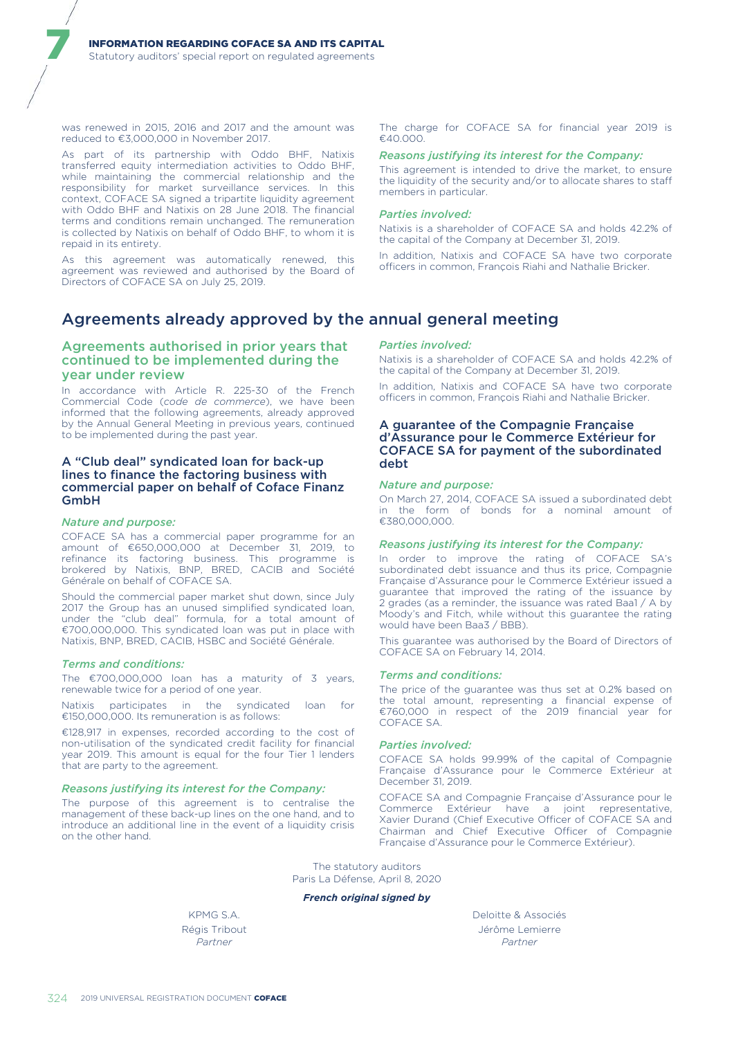was renewed in 2015, 2016 and 2017 and the amount was reduced to €3,000,000 in November 2017.

As part of its partnership with Oddo BHF, Natixis transferred equity intermediation activities to Oddo BHF, while maintaining the commercial relationship and the responsibility for market surveillance services. In this context, COFACE SA signed a tripartite liquidity agreement with Oddo BHF and Natixis on 28 June 2018. The financial terms and conditions remain unchanged. The remuneration is collected by Natixis on behalf of Oddo BHF, to whom it is repaid in its entirety.

As this agreement was automatically renewed, this agreement was reviewed and authorised by the Board of Directors of COFACE SA on July 25, 2019.

The charge for COFACE SA for financial year 2019 is €40.000.

*Reasons justifying its interest for the Company:*

This agreement is intended to drive the market, to ensure the liquidity of the security and/or to allocate shares to staff members in particular.

*Parties involved:*

Natixis is a shareholder of COFACE SA and holds 42.2% of the capital of the Company at December 31, 2019.

In addition, Natixis and COFACE SA have two corporate officers in common, François Riahi and Nathalie Bricker.

## Agreements already approved by the annual general meeting

### Agreements authorised in prior years that continued to be implemented during the year under review

In accordance with Article R. 225-30 of the French Commercial Code (*code de commerce*), we have been informed that the following agreements, already approved by the Annual General Meeting in previous years, continued to be implemented during the past year.

#### A "Club deal" syndicated loan for back-up lines to finance the factoring business with commercial paper on behalf of Coface Finanz GmbH

*Nature and purpose:*

COFACE SA has a commercial paper programme for an amount of €650,000,000 at December 31, 2019, to refinance its factoring business. This programme is brokered by Natixis, BNP, BRED, CACIB and Société Générale on behalf of COFACE SA.

Should the commercial paper market shut down, since July 2017 the Group has an unused simplified syndicated loan, under the "club deal" formula, for a total amount of €700,000,000. This syndicated loan was put in place with Natixis, BNP, BRED, CACIB, HSBC and Société Générale.

*Terms and conditions:*

The €700,000,000 loan has a maturity of 3 years, renewable twice for a period of one year.

Natixis participates in the syndicated loan for €150,000,000. Its remuneration is as follows:

€128,917 in expenses, recorded according to the cost of non-utilisation of the syndicated credit facility for financial year 2019. This amount is equal for the four Tier 1 lenders that are party to the agreement.

*Reasons justifying its interest for the Company:*

The purpose of this agreement is to centralise the management of these back-up lines on the one hand, and to introduce an additional line in the event of a liquidity crisis on the other hand.

*Parties involved:*

Natixis is a shareholder of COFACE SA and holds 42.2% of the capital of the Company at December 31, 2019.

In addition, Natixis and COFACE SA have two corporate officers in common, François Riahi and Nathalie Bricker.

#### A guarantee of the Compagnie Française d'Assurance pour le Commerce Extérieur for COFACE SA for payment of the subordinated debt

*Nature and purpose:*

On March 27, 2014, COFACE SA issued a subordinated debt in the form of bonds for a nominal amount of €380,000,000.

*Reasons justifying its interest for the Company:*

In order to improve the rating of COFACE SA's subordinated debt issuance and thus its price, Compagnie Française d'Assurance pour le Commerce Extérieur issued a guarantee that improved the rating of the issuance by 2 grades (as a reminder, the issuance was rated Baa1 / A by Moody's and Fitch, while without this guarantee the rating would have been Baa3 / BBB).

This guarantee was authorised by the Board of Directors of COFACE SA on February 14, 2014.

*Terms and conditions:*

The price of the guarantee was thus set at 0.2% based on the total amount, representing a financial expense of €760,000 in respect of the 2019 financial year for COFACE SA.

*Parties involved:*

COFACE SA holds 99.99% of the capital of Compagnie Française d'Assurance pour le Commerce Extérieur at December 31, 2019.

COFACE SA and Compagnie Française d'Assurance pour le Commerce Extérieur have a joint representative, Xavier Durand (Chief Executive Officer of COFACE SA and Chairman and Chief Executive Officer of Compagnie Française d'Assurance pour le Commerce Extérieur).

The statutory auditors
Paris La Défense, April 8, 2020

***French original signed by***

KPMG S.A.
Régis Tribout
*Partner*

Deloitte & Associés
Jérôme Lemierre
*Partner*